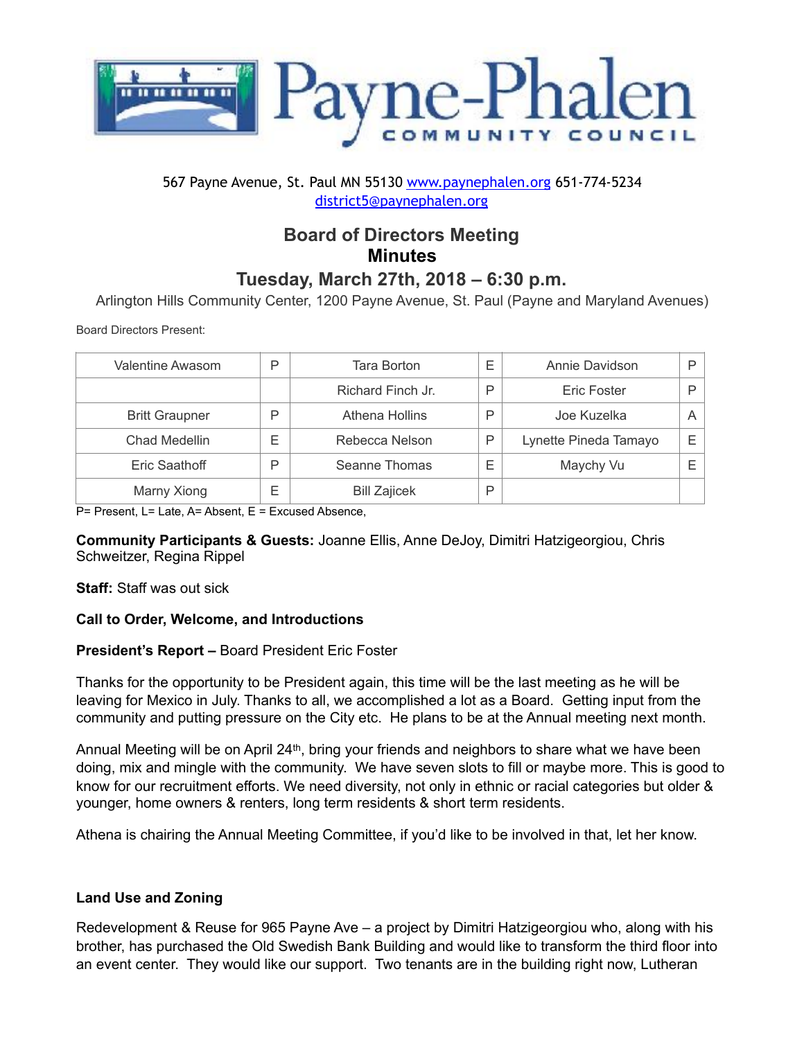# Payne-Phalen COMMUNITY COUNCIL

567 Payne Avenue, St. Paul MN 55130 www.paynephalen.org 651-774-5234
district5@paynephalen.org

## Board of Directors Meeting
## Minutes
### Tuesday, March 27th, 2018 – 6:30 p.m.

Arlington Hills Community Center, 1200 Payne Avenue, St. Paul (Payne and Maryland Avenues)

Board Directors Present:

| | | | | | |
|---|---|---|---|---|---|
| Valentine Awasom | P | Tara Borton | E | Annie Davidson | P |
| | | Richard Finch Jr. | P | Eric Foster | P |
| Britt Graupner | P | Athena Hollins | P | Joe Kuzelka | A |
| Chad Medellin | E | Rebecca Nelson | P | Lynette Pineda Tamayo | E |
| Eric Saathoff | P | Seanne Thomas | E | Maychy Vu | E |
| Marny Xiong | E | Bill Zajicek | P | | |

P= Present, L= Late, A= Absent, E = Excused Absence,

**Community Participants & Guests:** Joanne Ellis, Anne DeJoy, Dimitri Hatzigeorgiou, Chris Schweitzer, Regina Rippel

**Staff:** Staff was out sick

**Call to Order, Welcome, and Introductions**

**President's Report –** Board President Eric Foster

Thanks for the opportunity to be President again, this time will be the last meeting as he will be leaving for Mexico in July. Thanks to all, we accomplished a lot as a Board. Getting input from the community and putting pressure on the City etc. He plans to be at the Annual meeting next month.

Annual Meeting will be on April 24th, bring your friends and neighbors to share what we have been doing, mix and mingle with the community. We have seven slots to fill or maybe more. This is good to know for our recruitment efforts. We need diversity, not only in ethnic or racial categories but older & younger, home owners & renters, long term residents & short term residents.

Athena is chairing the Annual Meeting Committee, if you'd like to be involved in that, let her know.

**Land Use and Zoning**

Redevelopment & Reuse for 965 Payne Ave – a project by Dimitri Hatzigeorgiou who, along with his brother, has purchased the Old Swedish Bank Building and would like to transform the third floor into an event center. They would like our support. Two tenants are in the building right now, Lutheran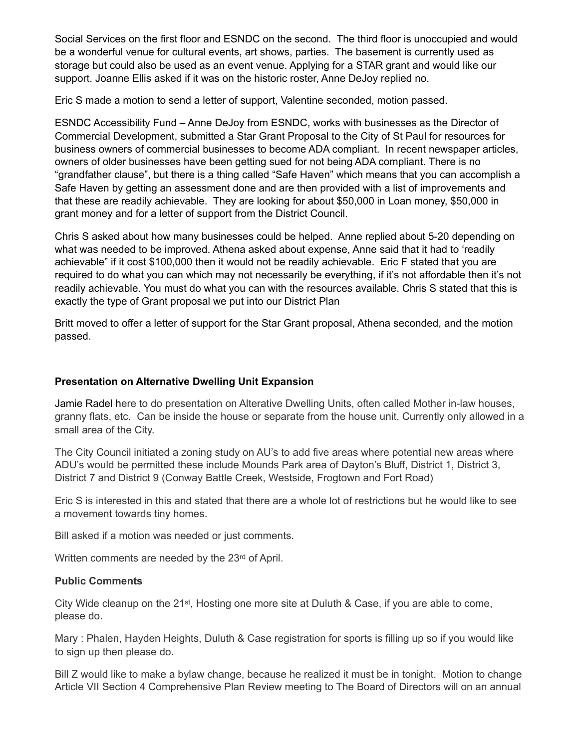Social Services on the first floor and ESNDC on the second. The third floor is unoccupied and would be a wonderful venue for cultural events, art shows, parties. The basement is currently used as storage but could also be used as an event venue. Applying for a STAR grant and would like our support. Joanne Ellis asked if it was on the historic roster, Anne DeJoy replied no.

Eric S made a motion to send a letter of support, Valentine seconded, motion passed.

ESNDC Accessibility Fund – Anne DeJoy from ESNDC, works with businesses as the Director of Commercial Development, submitted a Star Grant Proposal to the City of St Paul for resources for business owners of commercial businesses to become ADA compliant. In recent newspaper articles, owners of older businesses have been getting sued for not being ADA compliant. There is no "grandfather clause", but there is a thing called "Safe Haven" which means that you can accomplish a Safe Haven by getting an assessment done and are then provided with a list of improvements and that these are readily achievable. They are looking for about $50,000 in Loan money, $50,000 in grant money and for a letter of support from the District Council.

Chris S asked about how many businesses could be helped. Anne replied about 5-20 depending on what was needed to be improved. Athena asked about expense, Anne said that it had to 'readily achievable" if it cost $100,000 then it would not be readily achievable. Eric F stated that you are required to do what you can which may not necessarily be everything, if it's not affordable then it's not readily achievable. You must do what you can with the resources available. Chris S stated that this is exactly the type of Grant proposal we put into our District Plan

Britt moved to offer a letter of support for the Star Grant proposal, Athena seconded, and the motion passed.

**Presentation on Alternative Dwelling Unit Expansion**

Jamie Radel here to do presentation on Alterative Dwelling Units, often called Mother in-law houses, granny flats, etc. Can be inside the house or separate from the house unit. Currently only allowed in a small area of the City.

The City Council initiated a zoning study on AU's to add five areas where potential new areas where ADU's would be permitted these include Mounds Park area of Dayton's Bluff, District 1, District 3, District 7 and District 9 (Conway Battle Creek, Westside, Frogtown and Fort Road)

Eric S is interested in this and stated that there are a whole lot of restrictions but he would like to see a movement towards tiny homes.

Bill asked if a motion was needed or just comments.

Written comments are needed by the 23rd of April.

**Public Comments**

City Wide cleanup on the 21st, Hosting one more site at Duluth & Case, if you are able to come, please do.

Mary : Phalen, Hayden Heights, Duluth & Case registration for sports is filling up so if you would like to sign up then please do.

Bill Z would like to make a bylaw change, because he realized it must be in tonight. Motion to change Article VII Section 4 Comprehensive Plan Review meeting to The Board of Directors will on an annual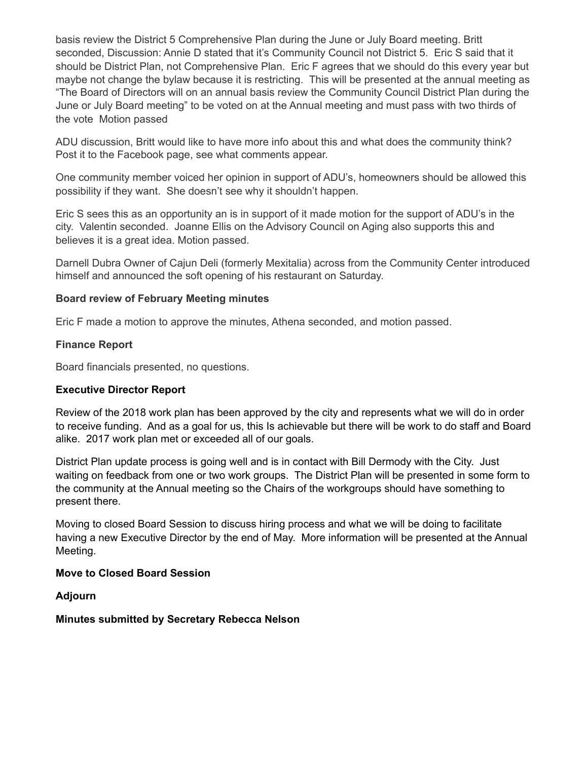basis review the District 5 Comprehensive Plan during the June or July Board meeting. Britt seconded, Discussion: Annie D stated that it's Community Council not District 5. Eric S said that it should be District Plan, not Comprehensive Plan. Eric F agrees that we should do this every year but maybe not change the bylaw because it is restricting. This will be presented at the annual meeting as "The Board of Directors will on an annual basis review the Community Council District Plan during the June or July Board meeting" to be voted on at the Annual meeting and must pass with two thirds of the vote Motion passed

ADU discussion, Britt would like to have more info about this and what does the community think? Post it to the Facebook page, see what comments appear.

One community member voiced her opinion in support of ADU's, homeowners should be allowed this possibility if they want. She doesn't see why it shouldn't happen.

Eric S sees this as an opportunity an is in support of it made motion for the support of ADU's in the city. Valentin seconded. Joanne Ellis on the Advisory Council on Aging also supports this and believes it is a great idea. Motion passed.

Darnell Dubra Owner of Cajun Deli (formerly Mexitalia) across from the Community Center introduced himself and announced the soft opening of his restaurant on Saturday.

**Board review of February Meeting minutes**

Eric F made a motion to approve the minutes, Athena seconded, and motion passed.

**Finance Report**

Board financials presented, no questions.

**Executive Director Report**

Review of the 2018 work plan has been approved by the city and represents what we will do in order to receive funding. And as a goal for us, this Is achievable but there will be work to do staff and Board alike. 2017 work plan met or exceeded all of our goals.

District Plan update process is going well and is in contact with Bill Dermody with the City. Just waiting on feedback from one or two work groups. The District Plan will be presented in some form to the community at the Annual meeting so the Chairs of the workgroups should have something to present there.

Moving to closed Board Session to discuss hiring process and what we will be doing to facilitate having a new Executive Director by the end of May. More information will be presented at the Annual Meeting.

**Move to Closed Board Session**

**Adjourn**

**Minutes submitted by Secretary Rebecca Nelson**